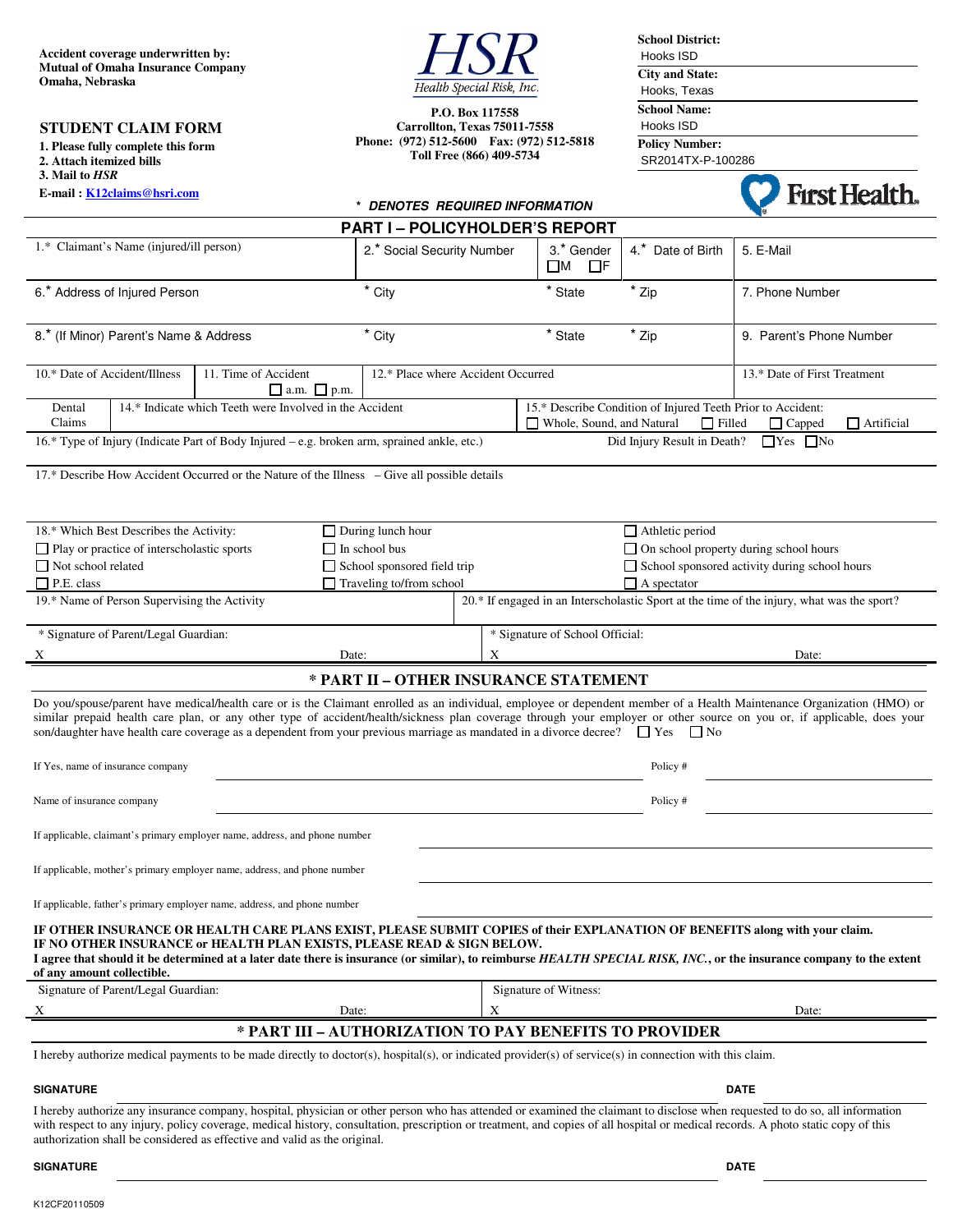**Accident coverage underwritten by:**
**Mutual of Omaha Insurance Company**
**Omaha, Nebraska**

HSR
*Health Special Risk, Inc.*

**P.O. Box 117558**
**Carrollton, Texas 75011-7558**
**Phone: (972) 512-5600 Fax: (972) 512-5818**
**Toll Free (866) 409-5734**

**School District:** Hooks ISD
**City and State:** Hooks, Texas
**School Name:** Hooks ISD
**Policy Number:** SR2014TX-P-100286

First Health

## STUDENT CLAIM FORM

**1. Please fully complete this form**
**2. Attach itemized bills**
**3. Mail to *HSR***

**E-mail : K12claims@hsri.com**

***\* DENOTES REQUIRED INFORMATION***

## PART I – POLICYHOLDER'S REPORT

| 1.* Claimant's Name (injured/ill person) | 2.* Social Security Number | 3.* Gender ☐M ☐F | 4.* Date of Birth | 5. E-Mail |
|---|---|---|---|---|
| 6.* Address of Injured Person | * City | * State | * Zip | 7. Phone Number |
| 8.* (If Minor) Parent's Name & Address | * City | * State | * Zip | 9. Parent's Phone Number |

| 10.* Date of Accident/Illness | 11. Time of Accident ☐ a.m. ☐ p.m. | 12.* Place where Accident Occurred | 13.* Date of First Treatment |
|---|---|---|---|
| Dental Claims | 14.* Indicate which Teeth were Involved in the Accident | 15.* Describe Condition of Injured Teeth Prior to Accident: ☐ Whole, Sound, and Natural ☐ Filled ☐ Capped ☐ Artificial | |

16.* Type of Injury (Indicate Part of Body Injured – e.g. broken arm, sprained ankle, etc.) Did Injury Result in Death? ☐Yes ☐No

17.* Describe How Accident Occurred or the Nature of the Illness – Give all possible details

18.* Which Best Describes the Activity:

| | | |
|---|---|---|
| ☐ Play or practice of interscholastic sports | ☐ During lunch hour | ☐ Athletic period |
| ☐ Not school related | ☐ In school bus | ☐ On school property during school hours |
| ☐ P.E. class | ☐ School sponsored field trip | ☐ School sponsored activity during school hours |
| | ☐ Traveling to/from school | ☐ A spectator |

19.* Name of Person Supervising the Activity

20.* If engaged in an Interscholastic Sport at the time of the injury, what was the sport?

| * Signature of Parent/Legal Guardian: | | * Signature of School Official: | |
|---|---|---|---|
| X | Date: | X | Date: |

## * PART II – OTHER INSURANCE STATEMENT

Do you/spouse/parent have medical/health care or is the Claimant enrolled as an individual, employee or dependent member of a Health Maintenance Organization (HMO) or similar prepaid health care plan, or any other type of accident/health/sickness plan coverage through your employer or other source on you or, if applicable, does your son/daughter have health care coverage as a dependent from your previous marriage as mandated in a divorce decree? ☐ Yes ☐ No

If Yes, name of insurance company ______________________ Policy # ______________

Name of insurance company ______________________ Policy # ______________

If applicable, claimant's primary employer name, address, and phone number ______________________

If applicable, mother's primary employer name, address, and phone number ______________________

If applicable, father's primary employer name, address, and phone number ______________________

**IF OTHER INSURANCE OR HEALTH CARE PLANS EXIST, PLEASE SUBMIT COPIES of their EXPLANATION OF BENEFITS along with your claim.**
**IF NO OTHER INSURANCE or HEALTH PLAN EXISTS, PLEASE READ & SIGN BELOW.**
**I agree that should it be determined at a later date there is insurance (or similar), to reimburse *HEALTH SPECIAL RISK, INC.*, or the insurance company to the extent of any amount collectible.**

| Signature of Parent/Legal Guardian: | | Signature of Witness: | |
|---|---|---|---|
| X | Date: | X | Date: |

## * PART III – AUTHORIZATION TO PAY BENEFITS TO PROVIDER

I hereby authorize medical payments to be made directly to doctor(s), hospital(s), or indicated provider(s) of service(s) in connection with this claim.

**SIGNATURE** ______________________ **DATE** ______________

I hereby authorize any insurance company, hospital, physician or other person who has attended or examined the claimant to disclose when requested to do so, all information with respect to any injury, policy coverage, medical history, consultation, prescription or treatment, and copies of all hospital or medical records. A photo static copy of this authorization shall be considered as effective and valid as the original.

**SIGNATURE** ______________________ **DATE** ______________

K12CF20110509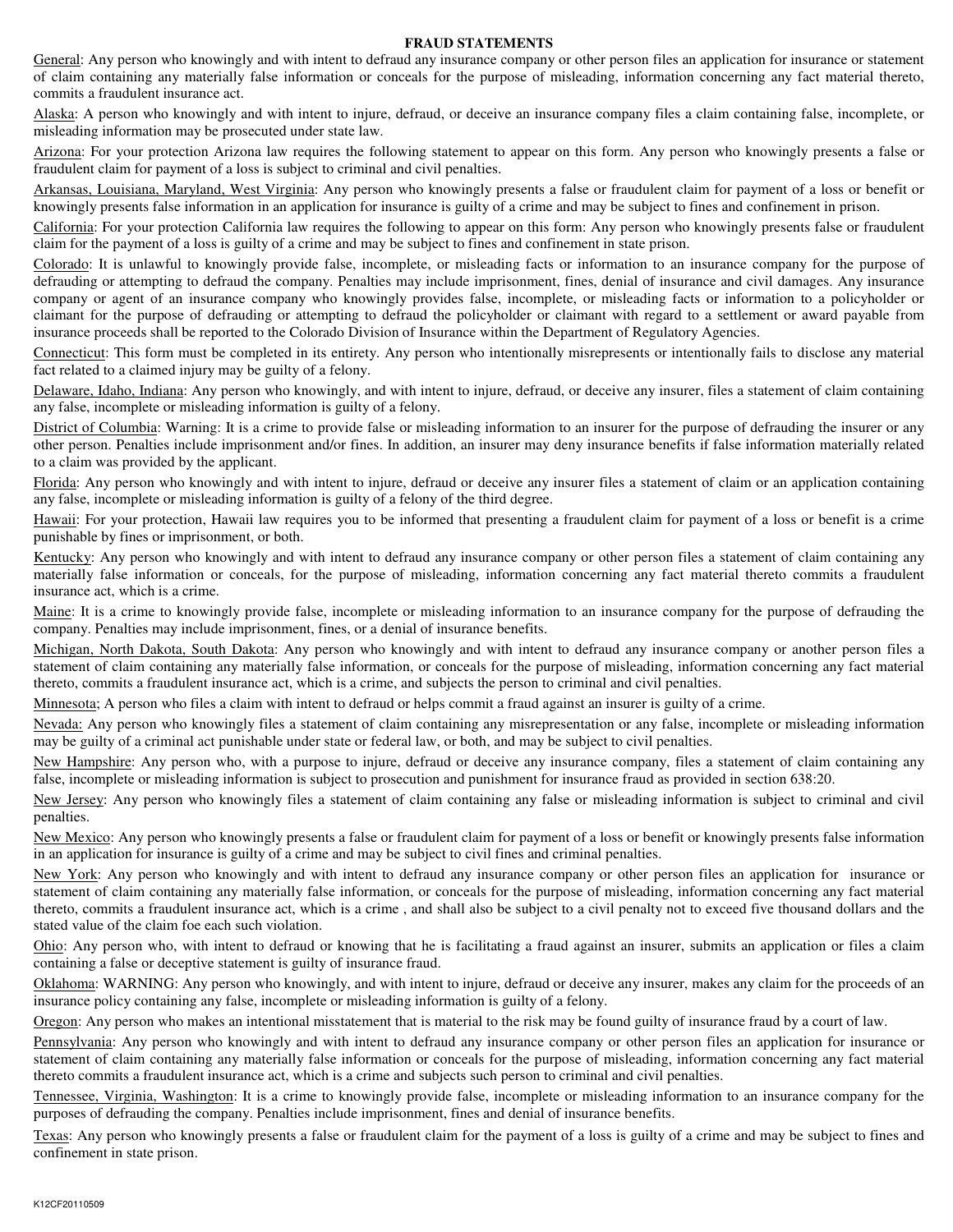**FRAUD STATEMENTS**

General: Any person who knowingly and with intent to defraud any insurance company or other person files an application for insurance or statement of claim containing any materially false information or conceals for the purpose of misleading, information concerning any fact material thereto, commits a fraudulent insurance act.

Alaska: A person who knowingly and with intent to injure, defraud, or deceive an insurance company files a claim containing false, incomplete, or misleading information may be prosecuted under state law.

Arizona: For your protection Arizona law requires the following statement to appear on this form. Any person who knowingly presents a false or fraudulent claim for payment of a loss is subject to criminal and civil penalties.

Arkansas, Louisiana, Maryland, West Virginia: Any person who knowingly presents a false or fraudulent claim for payment of a loss or benefit or knowingly presents false information in an application for insurance is guilty of a crime and may be subject to fines and confinement in prison.

California: For your protection California law requires the following to appear on this form: Any person who knowingly presents false or fraudulent claim for the payment of a loss is guilty of a crime and may be subject to fines and confinement in state prison.

Colorado: It is unlawful to knowingly provide false, incomplete, or misleading facts or information to an insurance company for the purpose of defrauding or attempting to defraud the company. Penalties may include imprisonment, fines, denial of insurance and civil damages. Any insurance company or agent of an insurance company who knowingly provides false, incomplete, or misleading facts or information to a policyholder or claimant for the purpose of defrauding or attempting to defraud the policyholder or claimant with regard to a settlement or award payable from insurance proceeds shall be reported to the Colorado Division of Insurance within the Department of Regulatory Agencies.

Connecticut: This form must be completed in its entirety. Any person who intentionally misrepresents or intentionally fails to disclose any material fact related to a claimed injury may be guilty of a felony.

Delaware, Idaho, Indiana: Any person who knowingly, and with intent to injure, defraud, or deceive any insurer, files a statement of claim containing any false, incomplete or misleading information is guilty of a felony.

District of Columbia: Warning: It is a crime to provide false or misleading information to an insurer for the purpose of defrauding the insurer or any other person. Penalties include imprisonment and/or fines. In addition, an insurer may deny insurance benefits if false information materially related to a claim was provided by the applicant.

Florida: Any person who knowingly and with intent to injure, defraud or deceive any insurer files a statement of claim or an application containing any false, incomplete or misleading information is guilty of a felony of the third degree.

Hawaii: For your protection, Hawaii law requires you to be informed that presenting a fraudulent claim for payment of a loss or benefit is a crime punishable by fines or imprisonment, or both.

Kentucky: Any person who knowingly and with intent to defraud any insurance company or other person files a statement of claim containing any materially false information or conceals, for the purpose of misleading, information concerning any fact material thereto commits a fraudulent insurance act, which is a crime.

Maine: It is a crime to knowingly provide false, incomplete or misleading information to an insurance company for the purpose of defrauding the company. Penalties may include imprisonment, fines, or a denial of insurance benefits.

Michigan, North Dakota, South Dakota: Any person who knowingly and with intent to defraud any insurance company or another person files a statement of claim containing any materially false information, or conceals for the purpose of misleading, information concerning any fact material thereto, commits a fraudulent insurance act, which is a crime, and subjects the person to criminal and civil penalties.

Minnesota; A person who files a claim with intent to defraud or helps commit a fraud against an insurer is guilty of a crime.

Nevada: Any person who knowingly files a statement of claim containing any misrepresentation or any false, incomplete or misleading information may be guilty of a criminal act punishable under state or federal law, or both, and may be subject to civil penalties.

New Hampshire: Any person who, with a purpose to injure, defraud or deceive any insurance company, files a statement of claim containing any false, incomplete or misleading information is subject to prosecution and punishment for insurance fraud as provided in section 638:20.

New Jersey: Any person who knowingly files a statement of claim containing any false or misleading information is subject to criminal and civil penalties.

New Mexico: Any person who knowingly presents a false or fraudulent claim for payment of a loss or benefit or knowingly presents false information in an application for insurance is guilty of a crime and may be subject to civil fines and criminal penalties.

New York: Any person who knowingly and with intent to defraud any insurance company or other person files an application for insurance or statement of claim containing any materially false information, or conceals for the purpose of misleading, information concerning any fact material thereto, commits a fraudulent insurance act, which is a crime , and shall also be subject to a civil penalty not to exceed five thousand dollars and the stated value of the claim foe each such violation.

Ohio: Any person who, with intent to defraud or knowing that he is facilitating a fraud against an insurer, submits an application or files a claim containing a false or deceptive statement is guilty of insurance fraud.

Oklahoma: WARNING: Any person who knowingly, and with intent to injure, defraud or deceive any insurer, makes any claim for the proceeds of an insurance policy containing any false, incomplete or misleading information is guilty of a felony.

Oregon: Any person who makes an intentional misstatement that is material to the risk may be found guilty of insurance fraud by a court of law.

Pennsylvania: Any person who knowingly and with intent to defraud any insurance company or other person files an application for insurance or statement of claim containing any materially false information or conceals for the purpose of misleading, information concerning any fact material thereto commits a fraudulent insurance act, which is a crime and subjects such person to criminal and civil penalties.

Tennessee, Virginia, Washington: It is a crime to knowingly provide false, incomplete or misleading information to an insurance company for the purposes of defrauding the company. Penalties include imprisonment, fines and denial of insurance benefits.

Texas: Any person who knowingly presents a false or fraudulent claim for the payment of a loss is guilty of a crime and may be subject to fines and confinement in state prison.

K12CF20110509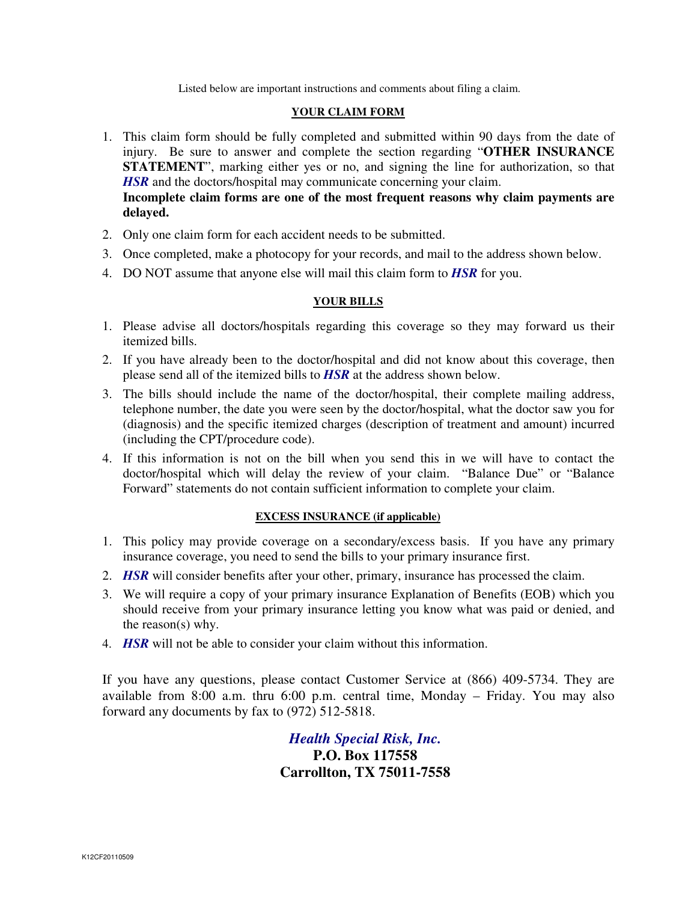Listed below are important instructions and comments about filing a claim.

## YOUR CLAIM FORM

1. This claim form should be fully completed and submitted within 90 days from the date of injury. Be sure to answer and complete the section regarding "**OTHER INSURANCE STATEMENT**", marking either yes or no, and signing the line for authorization, so that ***HSR*** and the doctors/hospital may communicate concerning your claim.
   **Incomplete claim forms are one of the most frequent reasons why claim payments are delayed.**
2. Only one claim form for each accident needs to be submitted.
3. Once completed, make a photocopy for your records, and mail to the address shown below.
4. DO NOT assume that anyone else will mail this claim form to ***HSR*** for you.

## YOUR BILLS

1. Please advise all doctors/hospitals regarding this coverage so they may forward us their itemized bills.
2. If you have already been to the doctor/hospital and did not know about this coverage, then please send all of the itemized bills to ***HSR*** at the address shown below.
3. The bills should include the name of the doctor/hospital, their complete mailing address, telephone number, the date you were seen by the doctor/hospital, what the doctor saw you for (diagnosis) and the specific itemized charges (description of treatment and amount) incurred (including the CPT/procedure code).
4. If this information is not on the bill when you send this in we will have to contact the doctor/hospital which will delay the review of your claim. "Balance Due" or "Balance Forward" statements do not contain sufficient information to complete your claim.

## EXCESS INSURANCE (if applicable)

1. This policy may provide coverage on a secondary/excess basis. If you have any primary insurance coverage, you need to send the bills to your primary insurance first.
2. ***HSR*** will consider benefits after your other, primary, insurance has processed the claim.
3. We will require a copy of your primary insurance Explanation of Benefits (EOB) which you should receive from your primary insurance letting you know what was paid or denied, and the reason(s) why.
4. ***HSR*** will not be able to consider your claim without this information.

If you have any questions, please contact Customer Service at (866) 409-5734. They are available from 8:00 a.m. thru 6:00 p.m. central time, Monday – Friday. You may also forward any documents by fax to (972) 512-5818.

***Health Special Risk, Inc.***
**P.O. Box 117558**
**Carrollton, TX 75011-7558**

K12CF20110509